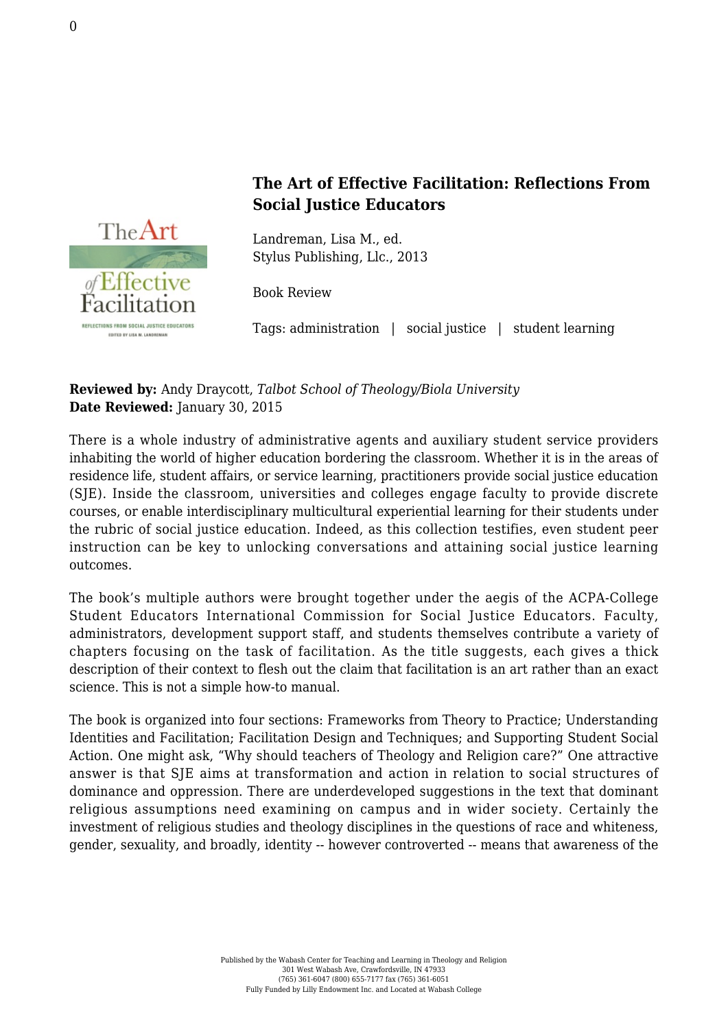## The Art of Effective Facilitation: Reflections From Social Justice Educators

Landreman, Lisa M., ed.
Stylus Publishing, Llc., 2013

Book Review

Tags: administration | social justice | student learning

**Reviewed by:** Andy Draycott, *Talbot School of Theology/Biola University*
**Date Reviewed:** January 30, 2015

There is a whole industry of administrative agents and auxiliary student service providers inhabiting the world of higher education bordering the classroom. Whether it is in the areas of residence life, student affairs, or service learning, practitioners provide social justice education (SJE). Inside the classroom, universities and colleges engage faculty to provide discrete courses, or enable interdisciplinary multicultural experiential learning for their students under the rubric of social justice education. Indeed, as this collection testifies, even student peer instruction can be key to unlocking conversations and attaining social justice learning outcomes.

The book's multiple authors were brought together under the aegis of the ACPA-College Student Educators International Commission for Social Justice Educators. Faculty, administrators, development support staff, and students themselves contribute a variety of chapters focusing on the task of facilitation. As the title suggests, each gives a thick description of their context to flesh out the claim that facilitation is an art rather than an exact science. This is not a simple how-to manual.

The book is organized into four sections: Frameworks from Theory to Practice; Understanding Identities and Facilitation; Facilitation Design and Techniques; and Supporting Student Social Action. One might ask, "Why should teachers of Theology and Religion care?" One attractive answer is that SJE aims at transformation and action in relation to social structures of dominance and oppression. There are underdeveloped suggestions in the text that dominant religious assumptions need examining on campus and in wider society. Certainly the investment of religious studies and theology disciplines in the questions of race and whiteness, gender, sexuality, and broadly, identity -- however controverted -- means that awareness of the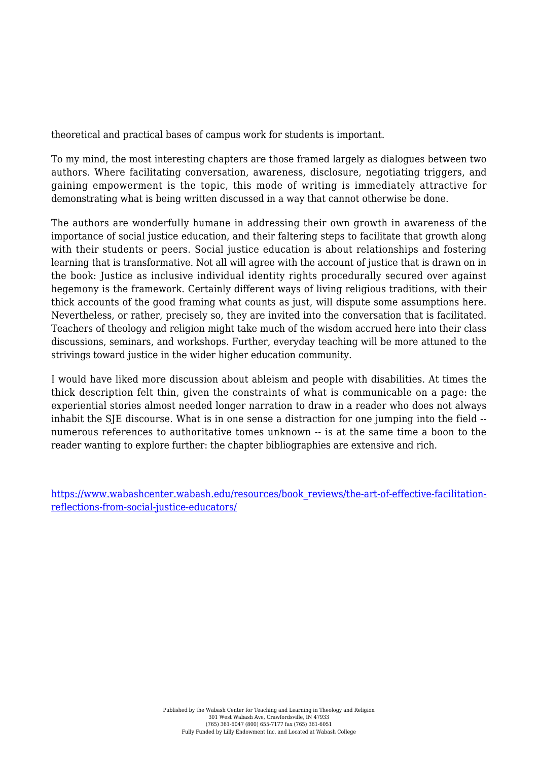theoretical and practical bases of campus work for students is important.

To my mind, the most interesting chapters are those framed largely as dialogues between two authors. Where facilitating conversation, awareness, disclosure, negotiating triggers, and gaining empowerment is the topic, this mode of writing is immediately attractive for demonstrating what is being written discussed in a way that cannot otherwise be done.

The authors are wonderfully humane in addressing their own growth in awareness of the importance of social justice education, and their faltering steps to facilitate that growth along with their students or peers. Social justice education is about relationships and fostering learning that is transformative. Not all will agree with the account of justice that is drawn on in the book: Justice as inclusive individual identity rights procedurally secured over against hegemony is the framework. Certainly different ways of living religious traditions, with their thick accounts of the good framing what counts as just, will dispute some assumptions here. Nevertheless, or rather, precisely so, they are invited into the conversation that is facilitated. Teachers of theology and religion might take much of the wisdom accrued here into their class discussions, seminars, and workshops. Further, everyday teaching will be more attuned to the strivings toward justice in the wider higher education community.

I would have liked more discussion about ableism and people with disabilities. At times the thick description felt thin, given the constraints of what is communicable on a page: the experiential stories almost needed longer narration to draw in a reader who does not always inhabit the SJE discourse. What is in one sense a distraction for one jumping into the field -- numerous references to authoritative tomes unknown -- is at the same time a boon to the reader wanting to explore further: the chapter bibliographies are extensive and rich.

[https://www.wabashcenter.wabash.edu/resources/book_reviews/the-art-of-effective-facilitation-reflections-from-social-justice-educators/](https://www.wabashcenter.wabash.edu/resources/book_reviews/the-art-of-effective-facilitation-reflections-from-social-justice-educators/)

Published by the Wabash Center for Teaching and Learning in Theology and Religion
301 West Wabash Ave, Crawfordsville, IN 47933
(765) 361-6047 (800) 655-7177 fax (765) 361-6051
Fully Funded by Lilly Endowment Inc. and Located at Wabash College